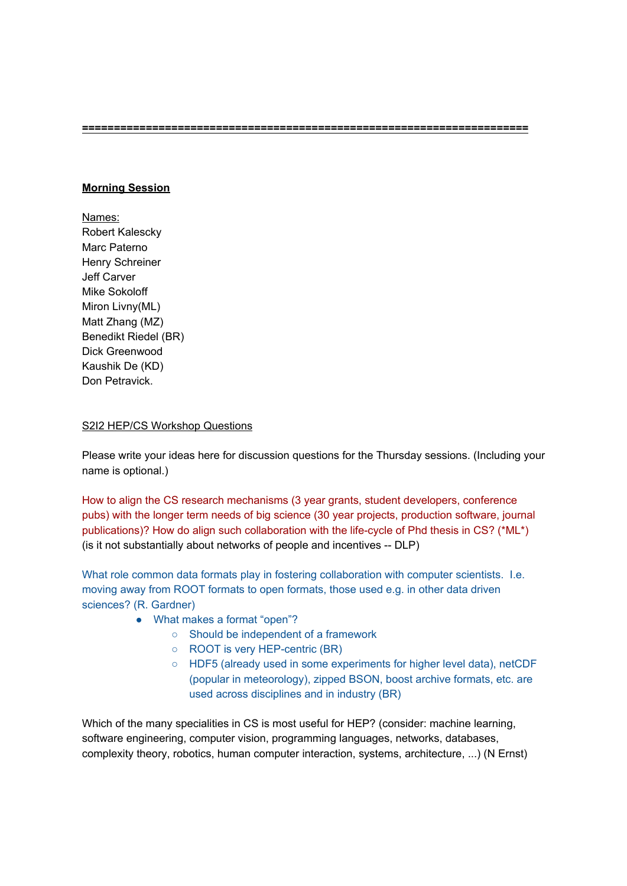======================================================================

**Morning Session**

Names:
Robert Kalescky
Marc Paterno
Henry Schreiner
Jeff Carver
Mike Sokoloff
Miron Livny(ML)
Matt Zhang (MZ)
Benedikt Riedel (BR)
Dick Greenwood
Kaushik De (KD)
Don Petravick.

S2I2 HEP/CS Workshop Questions

Please write your ideas here for discussion questions for the Thursday sessions. (Including your name is optional.)

How to align the CS research mechanisms (3 year grants, student developers, conference pubs) with the longer term needs of big science (30 year projects, production software, journal publications)? How do align such collaboration with the life-cycle of Phd thesis in CS? (*ML*)
(is it not substantially about networks of people and incentives -- DLP)

What role common data formats play in fostering collaboration with computer scientists. I.e. moving away from ROOT formats to open formats, those used e.g. in other data driven sciences? (R. Gardner)

- What makes a format "open"?
  - Should be independent of a framework
  - ROOT is very HEP-centric (BR)
  - HDF5 (already used in some experiments for higher level data), netCDF (popular in meteorology), zipped BSON, boost archive formats, etc. are used across disciplines and in industry (BR)

Which of the many specialities in CS is most useful for HEP? (consider: machine learning, software engineering, computer vision, programming languages, networks, databases, complexity theory, robotics, human computer interaction, systems, architecture, ...) (N Ernst)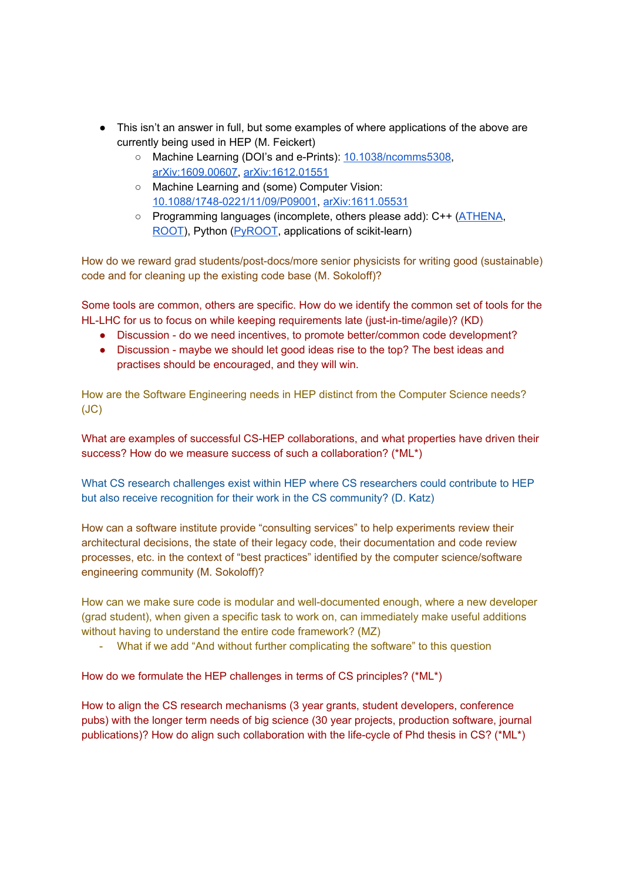- This isn't an answer in full, but some examples of where applications of the above are currently being used in HEP (M. Feickert)
  - Machine Learning (DOI's and e-Prints): 10.1038/ncomms5308, arXiv:1609.00607, arXiv:1612.01551
  - Machine Learning and (some) Computer Vision: 10.1088/1748-0221/11/09/P09001, arXiv:1611.05531
  - Programming languages (incomplete, others please add): C++ (ATHENA, ROOT), Python (PyROOT, applications of scikit-learn)

How do we reward grad students/post-docs/more senior physicists for writing good (sustainable) code and for cleaning up the existing code base (M. Sokoloff)?

Some tools are common, others are specific. How do we identify the common set of tools for the HL-LHC for us to focus on while keeping requirements late (just-in-time/agile)? (KD)

- Discussion - do we need incentives, to promote better/common code development?
- Discussion - maybe we should let good ideas rise to the top? The best ideas and practises should be encouraged, and they will win.

How are the Software Engineering needs in HEP distinct from the Computer Science needs? (JC)

What are examples of successful CS-HEP collaborations, and what properties have driven their success? How do we measure success of such a collaboration? (*ML*)

What CS research challenges exist within HEP where CS researchers could contribute to HEP but also receive recognition for their work in the CS community? (D. Katz)

How can a software institute provide "consulting services" to help experiments review their architectural decisions, the state of their legacy code, their documentation and code review processes, etc. in the context of "best practices" identified by the computer science/software engineering community (M. Sokoloff)?

How can we make sure code is modular and well-documented enough, where a new developer (grad student), when given a specific task to work on, can immediately make useful additions without having to understand the entire code framework? (MZ)

- What if we add "And without further complicating the software" to this question

How do we formulate the HEP challenges in terms of CS principles? (*ML*)

How to align the CS research mechanisms (3 year grants, student developers, conference pubs) with the longer term needs of big science (30 year projects, production software, journal publications)? How do align such collaboration with the life-cycle of Phd thesis in CS? (*ML*)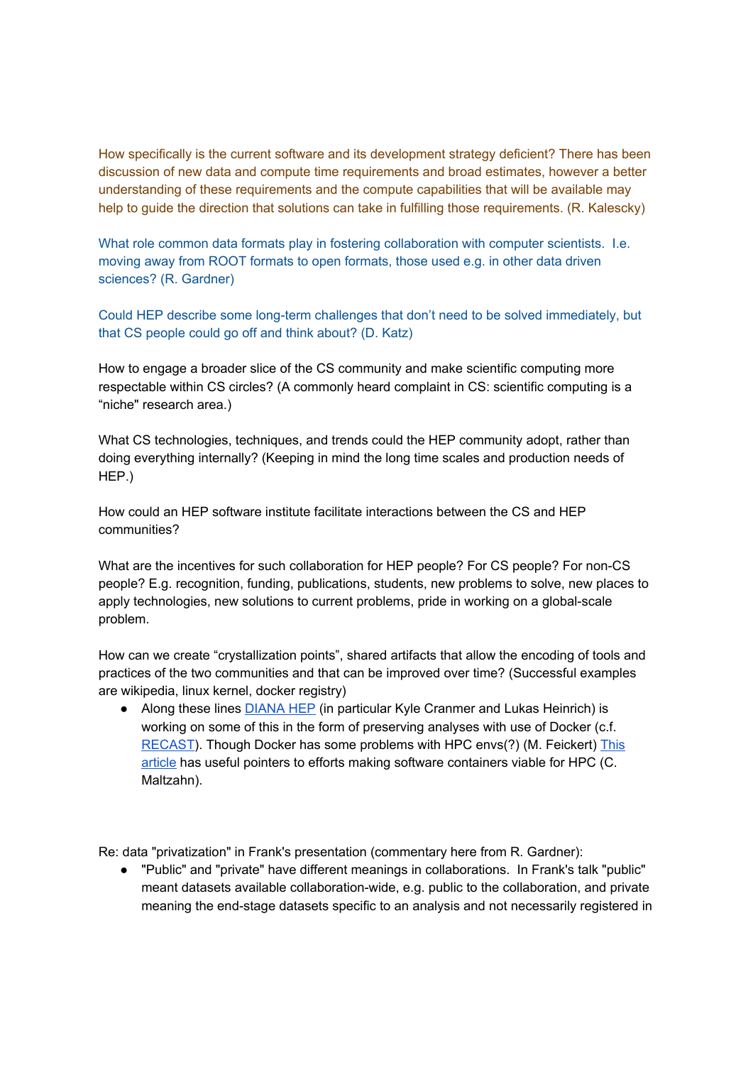How specifically is the current software and its development strategy deficient? There has been discussion of new data and compute time requirements and broad estimates, however a better understanding of these requirements and the compute capabilities that will be available may help to guide the direction that solutions can take in fulfilling those requirements. (R. Kalescky)

What role common data formats play in fostering collaboration with computer scientists. I.e. moving away from ROOT formats to open formats, those used e.g. in other data driven sciences? (R. Gardner)

Could HEP describe some long-term challenges that don't need to be solved immediately, but that CS people could go off and think about? (D. Katz)

How to engage a broader slice of the CS community and make scientific computing more respectable within CS circles? (A commonly heard complaint in CS: scientific computing is a "niche" research area.)

What CS technologies, techniques, and trends could the HEP community adopt, rather than doing everything internally? (Keeping in mind the long time scales and production needs of HEP.)

How could an HEP software institute facilitate interactions between the CS and HEP communities?

What are the incentives for such collaboration for HEP people? For CS people? For non-CS people? E.g. recognition, funding, publications, students, new problems to solve, new places to apply technologies, new solutions to current problems, pride in working on a global-scale problem.

How can we create "crystallization points", shared artifacts that allow the encoding of tools and practices of the two communities and that can be improved over time? (Successful examples are wikipedia, linux kernel, docker registry)

- Along these lines [DIANA HEP](#) (in particular Kyle Cranmer and Lukas Heinrich) is working on some of this in the form of preserving analyses with use of Docker (c.f. [RECAST](#)). Though Docker has some problems with HPC envs(?) (M. Feickert) [This article](#) has useful pointers to efforts making software containers viable for HPC (C. Maltzahn).

Re: data "privatization" in Frank's presentation (commentary here from R. Gardner):

- "Public" and "private" have different meanings in collaborations. In Frank's talk "public" meant datasets available collaboration-wide, e.g. public to the collaboration, and private meaning the end-stage datasets specific to an analysis and not necessarily registered in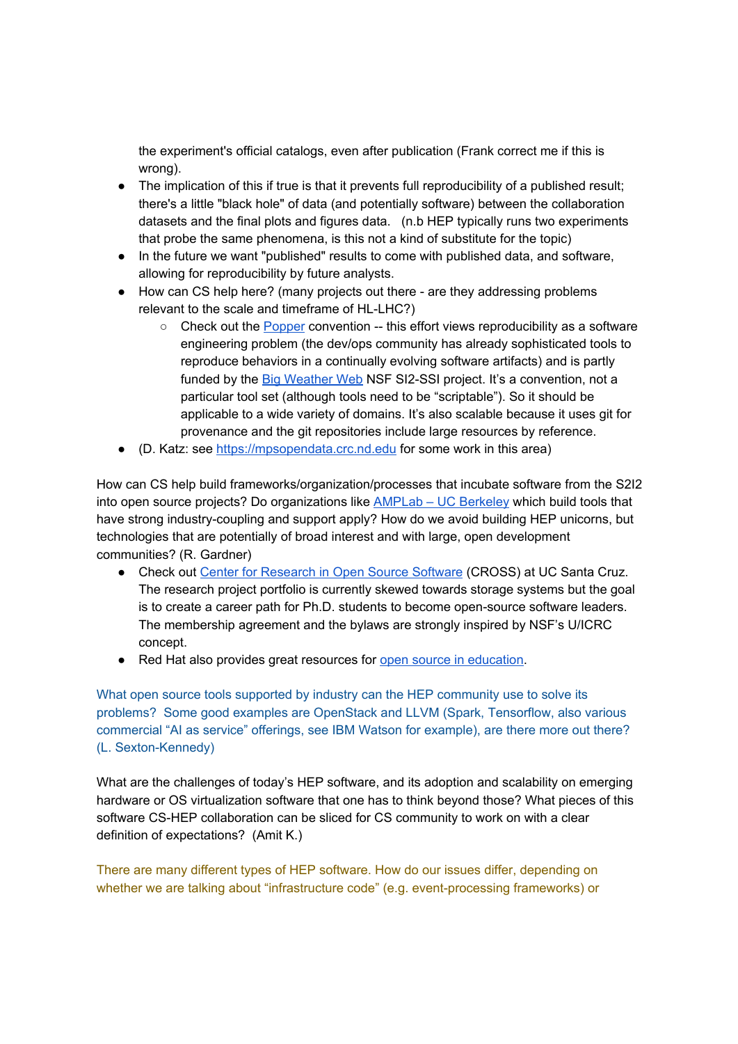the experiment's official catalogs, even after publication (Frank correct me if this is wrong).

- The implication of this if true is that it prevents full reproducibility of a published result; there's a little "black hole" of data (and potentially software) between the collaboration datasets and the final plots and figures data.   (n.b HEP typically runs two experiments that probe the same phenomena, is this not a kind of substitute for the topic)
- In the future we want "published" results to come with published data, and software, allowing for reproducibility by future analysts.
- How can CS help here? (many projects out there - are they addressing problems relevant to the scale and timeframe of HL-LHC?)
  - Check out the Popper convention -- this effort views reproducibility as a software engineering problem (the dev/ops community has already sophisticated tools to reproduce behaviors in a continually evolving software artifacts) and is partly funded by the Big Weather Web NSF SI2-SSI project. It's a convention, not a particular tool set (although tools need to be "scriptable"). So it should be applicable to a wide variety of domains. It's also scalable because it uses git for provenance and the git repositories include large resources by reference.
- (D. Katz: see https://mpsopendata.crc.nd.edu for some work in this area)

How can CS help build frameworks/organization/processes that incubate software from the S2I2 into open source projects? Do organizations like AMPLab – UC Berkeley which build tools that have strong industry-coupling and support apply? How do we avoid building HEP unicorns, but technologies that are potentially of broad interest and with large, open development communities? (R. Gardner)

- Check out Center for Research in Open Source Software (CROSS) at UC Santa Cruz. The research project portfolio is currently skewed towards storage systems but the goal is to create a career path for Ph.D. students to become open-source software leaders. The membership agreement and the bylaws are strongly inspired by NSF's U/ICRC concept.
- Red Hat also provides great resources for open source in education.

What open source tools supported by industry can the HEP community use to solve its problems?  Some good examples are OpenStack and LLVM (Spark, Tensorflow, also various commercial "AI as service" offerings, see IBM Watson for example), are there more out there? (L. Sexton-Kennedy)

What are the challenges of today's HEP software, and its adoption and scalability on emerging hardware or OS virtualization software that one has to think beyond those? What pieces of this software CS-HEP collaboration can be sliced for CS community to work on with a clear definition of expectations?  (Amit K.)

There are many different types of HEP software. How do our issues differ, depending on whether we are talking about "infrastructure code" (e.g. event-processing frameworks) or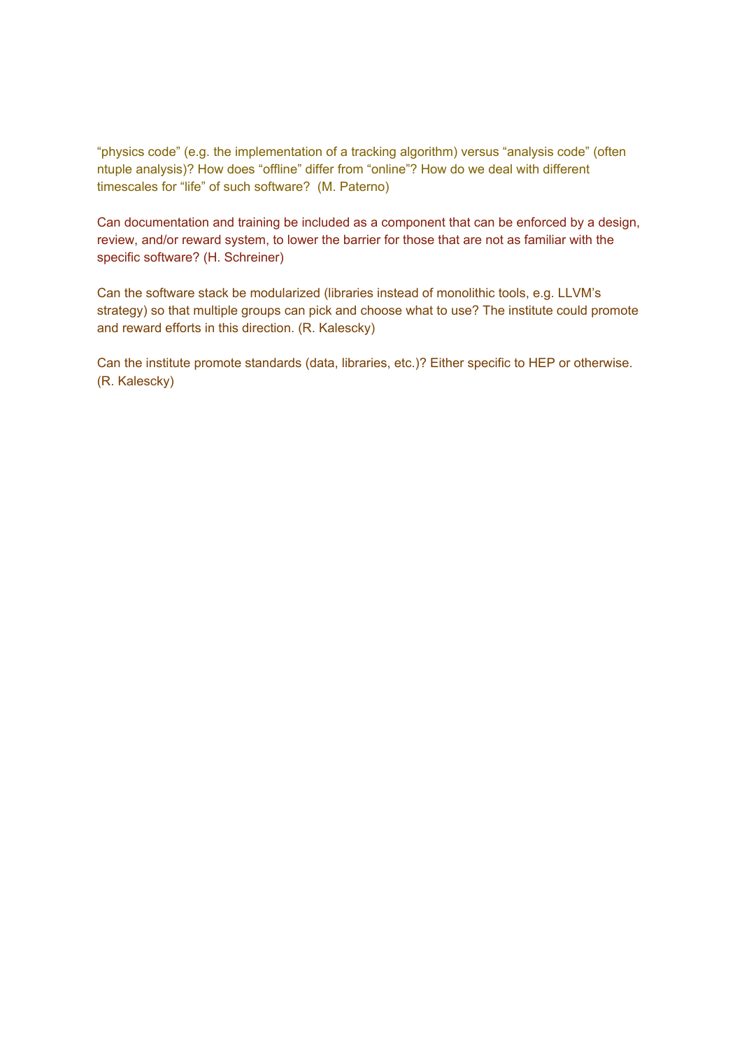"physics code" (e.g. the implementation of a tracking algorithm) versus "analysis code" (often ntuple analysis)? How does "offline" differ from "online"? How do we deal with different timescales for "life" of such software? (M. Paterno)

Can documentation and training be included as a component that can be enforced by a design, review, and/or reward system, to lower the barrier for those that are not as familiar with the specific software? (H. Schreiner)

Can the software stack be modularized (libraries instead of monolithic tools, e.g. LLVM's strategy) so that multiple groups can pick and choose what to use? The institute could promote and reward efforts in this direction. (R. Kalescky)

Can the institute promote standards (data, libraries, etc.)? Either specific to HEP or otherwise. (R. Kalescky)